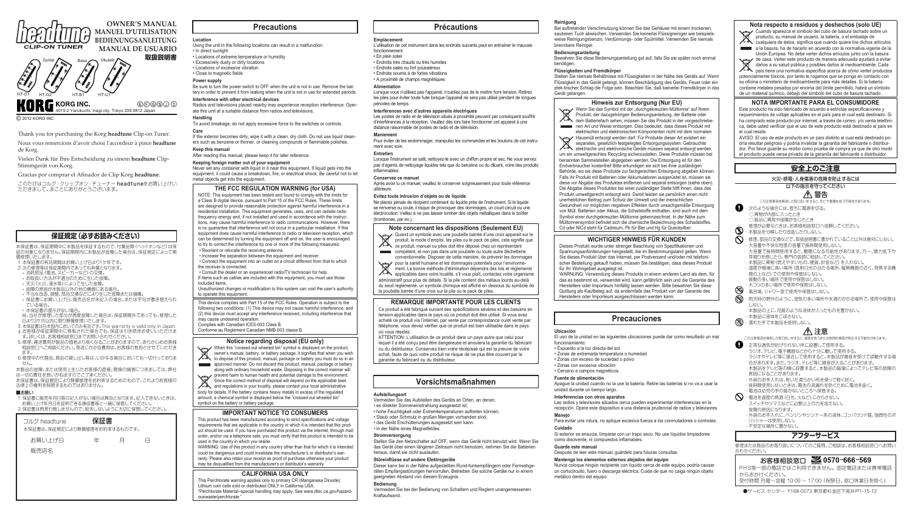# headtune CLIP-ON TUNER

OWNER'S MANUAL
MANUEL D'UTILISATION
BEDIENUNGSANLEITUNG
MANUAL DE USUARIO
取扱説明書

Guitar / Bass / Ukulele

HT-G1 HT-G2 HT-B1 HT-U1

KORG INC.
4015-2 Yanokuchi, Inagi-city, Tokyo 206-0812 Japan

© 2012 KORG INC.

Thank you for purchasing the Korg **headtune** Clip-on Tuner.

Nous vous remercions d'avoir choisi l'accordeur à pince **headtune** de Korg.

Vielen Dank für Ihre Entscheidung zu einem **headtune** Clip-Stimmgerät von Korg.

Gracias por comprar el Afinador de Clip Korg **headtune**.

このたびはコルグ・クリップオン・チューナー headtuneをお買い上げいただきまして、まことにありがとうございます。

## 保証規定（必ずお読みください）

本保証書は、保証期間中に本製品を保証するもので、付属品類（ヘッドホンなど）は保証の対象になりません。保証期間内に本製品が故障した場合は、保証規定によって無償修理いたします。

1. 本保証書の有効期間はお買い上げ日より1ケ年です。
2. 次の修理等は保証期間内であっても有償となります。
   - 消耗部品（電池、スピーカーなど）の交換。
   - お取扱い方法が不適当のために生じた故障。
   - 天災（火災、浸水等）によって生じた故障。
   - 故障の原因が本製品以外の他の機器にある場合。
   - 不当な改造、調整、部品交換などにより生じた故障または損傷。
   - 保証書にお買い上げ日、販売店名が未記入の場合、または字句が書き替えられている場合。
   - 本保証書の提示がない場合。
   尚、当社が修理した部分が再度故障した場合、保証期間外であっても、修理した日より3ケ月以内に限り無償修理いたします。
3. 本保証書は日本国内においてのみ有効です。This warranty is valid only in Japan.
4. お客様が保証期間中に移転された場合でも、保証は引き続きお使いいただけます。詳しくは、お客様相談窓口までお問い合わせください。
5. 修理、運送費用が製品の価格より高くなることがありますので、あらかじめお客様相談窓口へご相談ください。発送にかかる費用は、お客様の負担とさせていただきます。
6. 修理中の代替品、商品の貸し出し等は、いかなる場合においても一切行っておりません。

本製品の故障、または使用上生じたお客様の直接、間接の損害につきましては、弊社は一切の責任を負いかねますのでご了承ください。
本保証書は、保証規定により無償修理をお約束するためのもので、これよりお客様の法律上の権利を制限するものではありません。

■お願い
1. 保証書に販売年月日等の記入がない場合は無効となります。記入できないときは、お買い上げ年月日を証明できる領収書等と一緒に保管してください。
2. 保証書は再発行致しませんので、紛失しないように大切に保管してください。

コルグ headtune　**保証書**
本保証書は、保証規定により無償修理をお約束するものです。

お買い上げ日　年　月　日
販売店名

## Precautions

**Location**
Using the unit in the following locations can result in a malfunction.
- In direct sunlight
- Locations of extreme temperature or humidity
- Excessively dusty or dirty locations
- Locations of excessive vibration
- Close to magnetic fields

**Power supply**
Be sure to turn the power switch to OFF when the unit is not in use. Remove the battery in order to prevent it from leaking when the unit is not in use for extended periods.

**Interference with other electrical devices**
Radios and televisions placed nearby may experience reception interference. Operate this unit at a suitable distance from radios and televisions.

**Handling**
To avoid breakage, do not apply excessive force to the switches or controls.

**Care**
If the exterior becomes dirty, wipe it with a clean, dry cloth. Do not use liquid cleaners such as benzene or thinner, or cleaning compounds or flammable polishes.

**Keep this manual**
After reading this manual, please keep it for later reference.

**Keeping foreign matter out of your equipment**
Never set any container with liquid in it near this equipment. If liquid gets into the equipment, it could cause a breakdown, fire, or electrical shock. Be careful not to let metal objects get into the equipment.

### THE FCC REGULATION WARNING (for USA)

NOTE: This equipment has been tested and found to comply with the limits for a Class B digital device, pursuant to Part 15 of the FCC Rules. These limits are designed to provide reasonable protection against harmful interference in a residential installation. This equipment generates, uses, and can radiate radio frequency energy and, if not installed and used in accordance with the instructions, may cause harmful interference to radio communications. However, there is no guarantee that interference will not occur in a particular installation. If this equipment does cause harmful interference to radio or television reception, which can be determined by turning the equipment off and on, the user is encouraged to try to correct the interference by one or more of the following measures:
- Reorient or relocate the receiving antenna.
- Increase the separation between the equipment and receiver.
- Connect the equipment into an outlet on a circuit different from that to which the receiver is connected.
- Consult the dealer or an experienced radio/TV technician for help.

If items such as cables are included with this equipment, you must use those included items.
Unauthorized changes or modification to this system can void the user's authority to operate this equipment.

This device complies with Part 15 of the FCC Rules. Operation is subject to the following two conditions: (1) This device may not cause harmful interference, and (2) this device must accept any interference received, including interference that may cause undesired operation.
Complies with Canadian ICES-003 Class B.
Conforme au Reglement Canadien NMB-003 classe B.

### Notice regarding disposal (EU only)

When this "crossed-out wheeled bin" symbol is displayed on the product, owner's manual, battery, or battery package, it signifies that when you wish to dispose of this product, manual, package or battery you must do so in an approved manner. Do not discard this product, manual, package or battery along with ordinary household waste. Disposing in the correct manner will prevent harm to human health and potential damage to the environment. Since the correct method of disposal will depend on the applicable laws and regulations in your locality, please contact your local administrative body for details. If the battery contains heavy metals in excess of the regulated amount, a chemical symbol is displayed below the "crossed-out wheeled bin" symbol on the battery or battery package.

### IMPORTANT NOTICE TO CONSUMERS

This product has been manufactured according to strict specifications and voltage requirements that are applicable in the country in which it is intended that this product should be used. If you have purchased this product via the internet, through mail order, and/or via a telephone sale, you must verify that this product is intended to be used in the country in which you reside.
WARNING: Use of this product in any country other than that for which it is intended could be dangerous and could invalidate the manufacturer's or distributor's warranty. Please also retain your receipt as proof of purchase otherwise your product may be disqualified from the manufacturer's or distributor's warranty.

### CALIFORNIA USA ONLY

This Perchlorate warning applies only to primary CR (Manganese Dioxide) Lithium coin cells sold or distributed ONLY in California USA.
"Perchlorate Material–special handling may apply, See www.dtsc.ca.gov/hazardouswaste/perchlorate."

## Précautions

**Emplacement**
L'utilisation de cet instrument dans les endroits suivants peut en entraîner le mauvais fonctionnement.
- En plein soleil
- Endroits très chauds ou très humides
- Endroits sales ou fort poussiéreux
- Endroits soumis à de fortes vibrations
- A proximité de champs magnétiques

**Alimentation**
Lorsque vous n'utilisez pas l'appareil, n'oubliez pas de le mettre hors tension. Retirez les piles pour éviter toute fuite lorsque l'appareil ne sera pas utilisé pendant de longues périodes de temps.

**Interférences avec d'autres appareils électriques**
Les postes de radio et de télévision situés à proximité peuvent par conséquent souffrir d'interférences à la réception. Veuillez dès lors faire fonctionner cet appareil à une distance raisonnable de postes de radio et de télévision.

**Maniement**
Pour éviter de les endommager, manipulez les commandes et les boutons de cet instrument avec soin.

**Entretien**
Lorsque l'instrument se salit, nettoyez-le avec un chiffon propre et sec. Ne vous servez pas d'agents de nettoyage liquides tels que du benzène ou du diluant, voire des produits inflammables.

**Conservez ce manuel**
Après avoir lu ce manuel, veuillez le conserver soigneusement pour toute référence ultérieure.

**Evitez toute intrusion d'objets ou de liquide**
Ne placez jamais de récipient contenant du liquide près de l'instrument. Si le liquide se renverse ou coule, il risque de provoquer des dommages, un court-circuit ou une électrocution. Veillez à ne pas laisser tomber des objets métalliques dans le boîtier (trombones, par ex.).

### Note concernant les dispositions (Seulement EU)

Quand un symbole avec une poubelle barrée d'une croix apparait sur le produit, le mode d'emploi, les piles ou le pack de piles, cela signifie que ce produit, manuel ou piles doit être déposé chez un représentant compétent, et non pas dans une poubelle ou toute autre déchetterie conventionnelle. Disposer de cette manière, de prévenir les dommages pour la santé humaine et les dommages potentiels pour l'environnement. La bonne méthode d'élimination dépendra des lois et règlements applicables dans votre localité, s'il vous plaît, contactez votre organisme administratif pour plus de détails. Si la pile contient des métaux lourds au-delà du seuil réglementé, un symbole chimique est affiché en dessous du symbole de la poubelle barrée d'une croix sur la pile ou le pack de piles.

### REMARQUE IMPORTANTE POUR LES CLIENTS

Ce produit a été fabriqué suivant des spécifications sévères et des besoins en tension applicables dans le pays où ce produit doit être utilisé. Si vous avez acheté ce produit via l'internet, par vente par correspondance ou/et vente par téléphone, vous devez vérifier que ce produit est bien utilisable dans le pays où vous résidez.
ATTENTION: L'utilisation de ce produit dans un pays autre que celui pour lequel il a été conçu peut être dangereuse et annulera la garantie du fabricant ou du distributeur. Conservez bien votre récépissé qui est la preuve de votre achat, faute de quoi votre produit ne risque de ne plus être couvert par la garantie du fabricant ou du distributeur.

## Vorsichtsmaßnahmen

**Aufstellungsort**
Vermeiden Sie das Aufstellen des Geräts an Orten, an denen.
- es direkter Sonneneinstrahlung ausgesetzt ist;
- hohe Feuchtigkeit oder Extremtemperaturen auftreten können;
- Staub oder Schmutz in großen Mengen vorhanden sind;
- das Gerät Erschütterungen ausgesetzt sein kann.
- in der Nähe eines Magnetfeldes.

**Stromversorgung**
Stellen Sie den Netzschalter auf OFF, wenn das Gerät nicht benutzt wird. Wenn Sie das Gerät über einen längeren Zeitraum nicht benutzen, nehmen Sie die Batterien heraus, damit sie nicht auslaufen.

**Störeinflüsse auf andere Elektrogeräte**
Dieser kann bei in der Nähe aufgestellten Rund-funkempfängern oder Fernsehgeräten Empfangsstörungen hervorrufen. Betreiben Sie solche Geräte nur in einem geeigneten Abstand von diesem Erzeugnis.

**Bedienung**
Vermeiden Sie bei der Bedienung von Schaltern und Reglern unangemessenen Kraftaufwand.

**Reinigung**
Bei auftretender Verschmutzung können Sie das Gehäuse mit einem trockenen, sauberen Tuch abwischen. Verwenden Sie keinerlei Flüssigreiniger wie beispielsweise Reinigungsbenzin, Verdünnungs- oder Spülmittel. Verwenden Sie niemals brennbare Reiniger.

**Bedienungsanleitung**
Bewahren Sie diese Bedienungsanleitung gut auf, falls Sie sie später noch einmal benötigen.

**Flüssigkeiten und Fremdkörper**
Stellen Sie niemals Behältnisse mit Flüssigkeiten in der Nähe des Geräts auf. Wenn Flüssigkeit in das Gerät gelangt, können Beschädigung des Geräts, Feuer oder ein elek-trischer Schlag die Folge sein. Beachten Sie, daß keinerlei Fremdkörper in das Gerät gelangen.

### Hinweis zur Entsorgung (Nur EU)

Wenn Sie das Symbol mit der „durchgekreuzten Mülltonne" auf Ihrem Produkt, der dazugehörigen Bedienungsanleitung, der Batterie oder dem Batteriefach sehen, müssen Sie das Produkt in der vorgeschriebenen Art und Weise entsorgen. Dies bedeutet, dass dieses Produkt mit elektrischen und elektronischen Komponenten nicht mit dem normalen Hausmüll entsorgt werden darf. Für Produkte dieser Art existiert ein separates, gesetzlich festgelegtes Entsorgungssystem. Gebrauchte elektrische und elektronische Geräte müssen separat entsorgt werden, um ein umweltgerechtes Recycling sicherzustellen. Diese Produkte müssen bei benannten Sammelstellen abgegeben werden. Die Entsorgung ist für den Endverbraucher kostenfrei! Bitte erkundigen sie sich bei ihrer zuständigen Behörde, wo sie diese Produkte zur fachgerechten Entsorgung abgeben können. Falls ihr Produkt mit Batterien oder Akkumulatoren ausgerüstet ist, müssen sie diese vor Abgabe des Produktes entfernen und separat entsorgen (siehe oben). Die Abgabe dieses Produktes bei einer zuständigen Stelle hilft ihnen, dass das Produkt umweltgerecht entsorgt wird. Damit leisten sie persönlich einen nicht unerheblichen Beitrag zum Schutz der Umwelt und der menschlichen Gesundheit vor möglichen negativen Effekten durch unsachgemäße Entsorgung von Müll. Batterien oder Akkus, die Schadstoffe enthalten, sind auch mit dem Symbol einer durchgekreuzten Mülltonne gekennzeichnet. In der Nähe zum Mülltonnensymbol befindet sich die chemische Bezeichnung des Schadstoffes. Cd oder NiCd steht für Cadmium, Pb für Blei und Hg für Quecksilber.

### WICHTIGER HINWEIS FÜR KUNDEN

Dieses Produkt wurde unter strenger Beachtung von Spezifikationen und Spannungsanforderungen hergestellt, die im Bestimmungsland gelten. Wenn Sie dieses Produkt über das Internet, per Postversand und/oder mit telefonischer Bestellung gekauft haben, müssen Sie bestätigen, dass dieses Produkt für Ihr Wohngebiet ausgelegt ist.
WARNUNG: Verwendung dieses Produkts in einem anderen Land als dem, für das es bestimmt ist, verwendet wird, kann gefährlich sein und die Garantie des Herstellers oder Importeurs hinfällig lassen werden. Bitte bewahren Sie diese Quittung als Kaufbeleg auf, da andernfalls das Produkt von der Garantie des Herstellers oder Importeurs ausgeschlossen werden kann.

## Precauciones

**Ubicación**
El uso de la unidad en las siguientes ubicaciones puede dar como resultado un mal funcionamiento:
- Expuesto a la luz directa del sol
- Zonas de extremada temperatura o humedad
- Zonas con exceso de suciedad o polvo
- Zonas con excesiva vibración
- Cercano a campos magnéticos

**Fuente de alimentación**
Apague la unidad cuando no la use la batería. Retire las baterías si no va a usar la unidad durante un tiempo largo.

**Interferencias con otros aparatos**
Las radios y televisores situados cerca pueden experimentar interferencias en la recepción. Opere este dispositivo a una distancia prudencial de radios y televisores.

**Manejo**
Para evitar una rotura, no aplique excesiva fuerza a los conmutadores o controles.

**Cuidado**
Si exterior se ensucia, límpiese con un trapo seco. No use líquidos limpiadores como disolvente, ni compuestos inflamables.

**Guarde este manual**
Después de leer este manual, guárdelo para futuras consultas.

**Mantenga los elementos externos alejados del equipo**
Nunca coloque ningún recipiente con líquido cerca de este equipo, podría causar un cortocircuito, fuero o descarga eléctrica. Cuide de que no caiga ningún objeto metálico dentro del equipo.

### Nota respecto a residuos y deshechos (solo UE)

Cuando aparezca el símbolo del cubo de basura tachado sobre un producto, su manual de usuario, la batería, o el embalaje de cualquiera de éstos, significa que cuando quiere tire dichos artículos a la basura, ha de hacerlo en acuerdo con la normativa vigente de la Unión Europea. No debe verter dichos artículos junto con la basura de casa. Verter este producto de manera adecuada ayudará a evitar daños a su salud pública y posibles daños al medioambiente. Cada país tiene una normativa específica acerca de cómo verter productos potencialmente tóxicos, por tanto le rogamos que se ponga en contacto con su oficina o ministerio de medioambiente para más detalles. Si la batería contiene metales pesados por encima del límite permitido, habrá un símbolo de un material químico, debajo del símbolo del cubo de basura tachado.

### NOTA IMPORTANTE PARA EL CONSUMIDOR

Este producto ha sido fabricado de acuerdo a estrictas especificaciones y requerimientos de voltaje aplicables en el país para el cual está destinado. Si ha comprado este producto por internet, a través de correo, y/o venta telefónica, debe usted verificar que el uso de este producto está destinado al país en el cual reside.
AVISO: El uso de este producto en un país distinto al cual está destinado podría resultar peligroso y podría invalidar la garantía del fabricante o distribuidor. Por favor guarde su recibo como prueba de compra ya que de otro modo el producto puede verse privado de la garantía del fabricante o distribuidor.

## 安全上のご注意

**火災・感電・人身傷害の危険を防止するには**
**以下の指示を守ってください**

### ⚠ 警告

この注意事項を無視した取り扱いをすると、死亡や重傷を負う可能性が予想されます。

- 次のような場合には、直ちに電源を切る。
  ○ 異物が内部に入ったとき
  ○ 製品に異常や故障が生じたとき
  修理が必要なときは、お客様相談窓口へ依頼してください。
- 本製品を分解したり改造したりしない。
- 修理、部品の交換などで、取扱説明書に書かれていること以外は絶対にしない。
- 大音量や不快な程度の音量で長時間使用しない。
  大音量で長時間使用すると、難聴になる可能性があります。万一、聴力低下や耳鳴りを感じたら、専門の医師に相談してください。
- 本製品に異物（燃えやすいもの、硬貨、針金など）を入れない。
- 温度が極端に高い場所（直射日光の当たる場所、暖房機器の近く、発熱する機器の上など）で使用や保管はしない。
- 振動の多い場所で使用や保管はしない。
- ホコリの多い場所で使用や保管はしない。
- 風呂場、シャワー室で使用や保管はしない。
- 雨天時の野外のように、湿気の多い場所や水滴のかかる場所で、使用や保管はしない。
- 本製品の上に、花瓶のような液体が入ったものを置かない。
- 本製品に液体をこぼさない。
- 濡れた手で本製品を使用しない。

### ⚠ 注意

この注意事項を無視した取り扱いをすると、傷害を負うまたは物理的損害が発生する可能性があります。

- 正常な通気が妨げられない所に設置して使用する。
- ラジオ、テレビ、電子機器などから十分に離して使用する。
  ラジオやテレビ等に接近して使用すると、本製品が雑音を受けて誤動作する場合があります。また、ラジオ、テレビ等に雑音が入ることがあります。
  本製品をテレビ等の横に設置すると、本製品の磁場によってテレビ等の故障の原因になることがあります。
- 外装のお手入れは、乾いた柔らかい布を使って軽く拭く。
- 長時間使用しないときは、電池の液漏れを防ぐために電池を抜く。
- 電池は幼児の手の届かないところへ保管する。
- 電池を過度の熱源（日光、火など）にさらさない。
- スイッチやツマミなどに必要以上の力を加えない。
  故障の原因になります。
- 外装のお手入れに、ベンジンやシンナー系の液体、コンパウンド質、強燃性のポリッシャーは使用しない。
- 不安定な場所に置かない。

## アフターサービス

修理または商品のお取り扱いについてのご質問、ご相談は、お客様相談窓口へお問い合わせください。

**お客様相談窓口 0570-666-569**
PHS等一部の電話ではご利用できません。固定電話または携帯電話からおかけください。
受付時間 月曜～金曜 10:00～17:00（祝祭日、窓口休業日を除く）

●サービス・センター：〒168-0073 東京都杉並区下高井戸1-15-12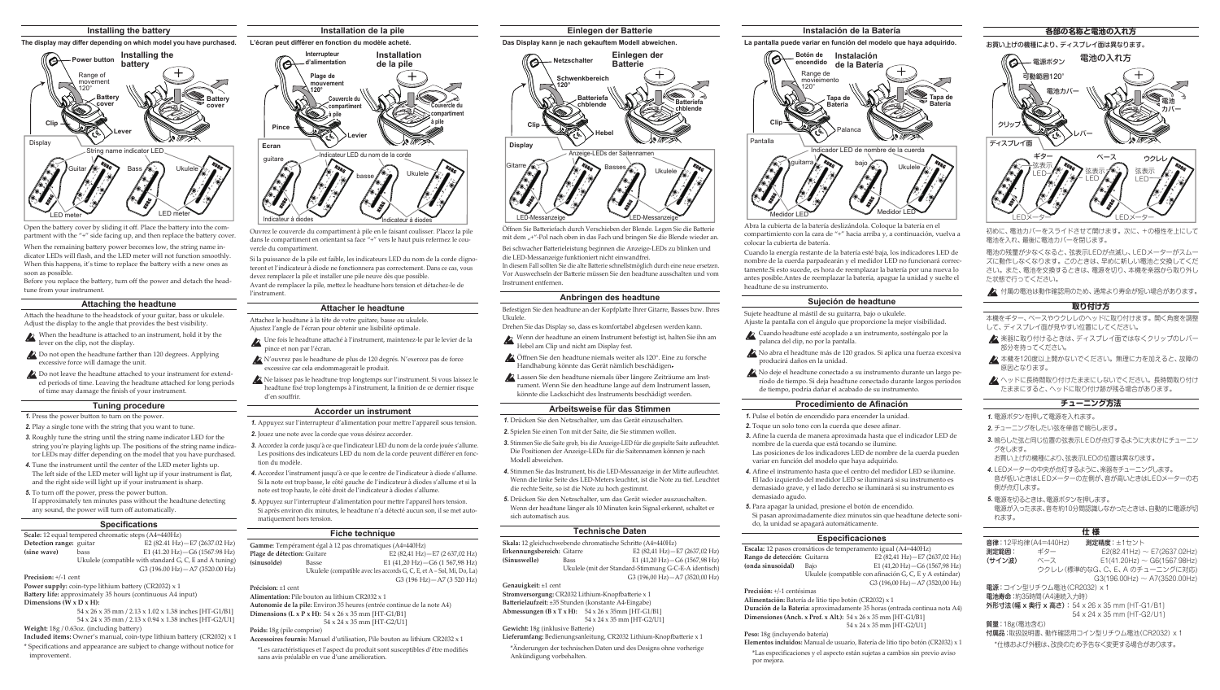## Installing the battery

**The display may differ depending on which model you have purchased.**

Power button
Installing the battery
Range of movement 120°
Battery cover
Battery cover
Clip
Lever
Display
String name indicator LED
Guitar
Bass
Ukulele
LED meter
LED meter

Open the battery cover by sliding it off. Place the battery into the compartment with the "+" side facing up, and then replace the battery cover.

When the remaining battery power becomes low, the string name indicator LEDs will flash, and the LED meter will not function smoothly. When this happens, it's time to replace the battery with a new ones as soon as possible.

Before you replace the battery, turn off the power and detach the headtune from your instrument.

## Attaching the headtune

Attach the headtune to the headstock of your guitar, bass or ukulele. Adjust the display to the angle that provides the best visibility.

- When the headtune is attached to an instrument, hold it by the lever on the clip, not the display.
- Do not open the headtune farther than 120 degrees. Applying excessive force will damage the unit.
- Do not leave the headtune attached to your instrument for extended periods of time. Leaving the headtune attached for long periods of time may damage the finish of your instrument.

## Tuning procedure

1. Press the power button to turn on the power.
2. Play a single tone with the string that you want to tune.
3. Roughly tune the string until the string name indicator LED for the string you're playing lights up. The positions of the string name indicator LEDs may differ depending on the model that you have purchased.
4. Tune the instrument until the center of the LED meter lights up. The left side of the LED meter will light up if your instrument is flat, and the right side will light up if your instrument is sharp.
5. To turn off the power, press the power button. If approximately ten minutes pass without the headtune detecting any sound, the power will turn off automatically.

## Specifications

**Scale:** 12 equal tempered chromatic steps (A4=440Hz)
**Detection range:** guitar E2 (82.41 Hz)—E7 (2637.02 Hz)
**(sine wave)** bass E1 (41.20 Hz)—G6 (1567.98 Hz)
Ukulele (compatible with standard G, C, E and A tuning) G3 (196.00 Hz)—A7 (3520.00 Hz)
**Precision:** +/-1 cent
**Power supply:** coin-type lithium battery (CR2032) x 1
**Battery life:** approximately 35 hours (continuous A4 input)
**Dimensions (W x D x H):**
54 x 26 x 35 mm / 2.13 x 1.02 x 1.38 inches [HT-G1/B1]
54 x 24 x 35 mm / 2.13 x 0.94 x 1.38 inches [HT-G2/U1]
**Weight:** 18g / 0.63oz. (including battery)
**Included items:** Owner's manual, coin-type lithium battery (CR2032) x 1
* Specifications and appearance are subject to change without notice for improvement.

## Installation de la pile

**L'écran peut différer en fonction du modèle acheté.**

Interrupteur d'alimentation
Installation de la pile
Plage de mouvement 120°
Couvercle du compartiment à pile
Couvercle du compartiment à pile
Pince
Levier
Ecran
Indicateur LED du nom de la corde
guitare
basse
Ukulele
Indicateur à diodes
Indicateur à diodes

Ouvrez le couvercle du compartiment à pile en le faisant coulisser. Placez la pile dans le compartiment en orientant sa face "+" vers le haut puis refermez le couvercle du compartiment.

Si la puissance de la pile est faible, les indicateurs LED du nom de la corde clignoteront et l'indicateur à diode ne fonctionnera pas correctement. Dans ce cas, vous devez remplacer la pile et installer une pile neuve dès que possible.

Avant de remplacer la pile, mettez le headtune hors tension et détachez-le de l'instrument.

## Attacher le headtune

Attachez le headtune à la tête de votre guitare, basse ou ukulele. Ajustez l'angle de l'écran pour obtenir une lisibilité optimale.

- Une fois le headtune attaché à l'instrument, maintenez-le par le levier de la pince et non par l'écran.
- N'ouvrez pas le headtune de plus de 120 degrés. N'exercez pas de force excessive car cela endommagerait le produit.
- Ne laissez pas le headtune trop longtemps sur l'instrument. Si vous laissez le headtune fixé trop longtemps à l'instrument, la finition de ce dernier risque d'en souffrir.

## Accorder un instrument

1. Appuyez sur l'interrupteur d'alimentation pour mettre l'appareil sous tension.
2. Jouez une note avec la corde que vous désirez accorder.
3. Accordez la corde jusqu'à ce que l'indicateur LED du nom de la corde jouée s'allume. Les positions des indicateurs LED du nom de la corde peuvent différer en fonction du modèle.
4. Accordez l'instrument jusqu'à ce que le centre de l'indicateur à diode s'allume. Si la note est trop basse, le côté gauche de l'indicateur à diodes s'allume et si la note est trop haute, le côté droit de l'indicateur à diodes s'allume.
5. Appuyez sur l'interrupteur d'alimentation pour mettre l'appareil hors tension. Si après environ dix minutes, le headtune n'a détecté aucun son, il se met automatiquement hors tension.

## Fiche technique

**Gamme:** Tempérament égal à 12 pas chromatiques (A4=440Hz)
**Plage de détection:** Guitare E2 (82,41 Hz)—E7 (2 637,02 Hz)
**(sinusoïde)** Basse E1 (41,20 Hz)—G6 (1 567,98 Hz)
Ukulele (compatible avec les accords G, C, E, et A = Sol, Mi, Do, La) G3 (196 Hz)—A7 (3 520 Hz)
**Précision:** ±1 cent
**Alimentation:** Pile bouton au lithium CR2032 x 1
**Autonomie de la pile:** Environ 35 heures (entrée continue de la note A4)
**Dimensions (L x P x H):** 54 x 26 x 35 mm [HT-G1/B1]
54 x 24 x 35 mm [HT-G2/U1]
**Poids:** 18g (pile comprise)
**Accessoires fournis:** Manuel d'utilisation, Pile bouton au lithium CR2032 x 1
*Les caractéristiques et l'aspect du produit sont susceptibles d'être modifiés sans avis préalable en vue d'une amélioration.

## Einlegen der Batterie

**Das Display kann je nach gekauftem Modell abweichen.**

Netzschalter
Einlegen der Batterie
Schwenkbereich 120°
Batteriefachblende
Batteriefachblende
Clip
Hebel
Display
Anzeige-LEDs der Saitennamen
Gitarre
Basses
Ukulele
LED-Messanzeige
LED-Messanzeige

Öffnen Sie Batteriefach durch Verschieben der Blende. Legen Sie die Batterie mit dem „+"-Pol nach oben in das Fach und bringen Sie die Blende wieder an.

Bei schwacher Batterieleistung beginnen die Anzeige-LEDs zu blinken und die LED-Messanzeige funktioniert nicht einwandfrei.
In diesem Fall sollten Sie die alte Batterie schnellstmöglich durch eine neue ersetzen. Vor Auswechseln der Batterie müssen Sie den headtune ausschalten und vom Instrument entfernen.

## Anbringen des headtune

Befestigen Sie den headtune an der Kopfplatte Ihrer Gitarre, Basses bzw. Ihres Ukulele.
Drehen Sie das Display so, dass es komfortabel abgelesen werden kann.

- Wenn der headtune an einem Instrument befestigt ist, halten Sie ihn am Hebel am Clip und nicht am Display fest.
- Öffnen Sie den headtune niemals weiter als 120°. Eine zu forsche Handhabung könnte das Gerät nämlich beschädigen.
- Lassen Sie den headtune niemals über längere Zeiträume am Instrument. Wenn Sie den headtune lange auf dem Instrument lassen, könnte die Lackschicht des Instruments beschädigt werden.

## Arbeitsweise für das Stimmen

1. Drücken Sie den Netzschalter, um das Gerät einzuschalten.
2. Spielen Sie einen Ton mit der Saite, die Sie stimmen wollen.
3. Stimmen Sie die Saite grob, bis die Anzeige-LED für die gespielte Saite aufleuchtet. Die Positionen der Anzeige-LEDs für die Saitennamen können je nach Modell abweichen.
4. Stimmen Sie das Instrument, bis die LED-Messanzeige in der Mitte aufleuchtet. Wenn die linke Seite des LED-Meters leuchtet, ist die Note zu tief. Leuchtet die rechte Seite, so ist die Note zu hoch gestimmt.
5. Drücken Sie den Netzschalter, um das Gerät wieder auszuschalten. Wenn der headtune länger als 10 Minuten kein Signal erkennt, schaltet er sich automatisch aus.

## Technische Daten

**Skala:** 12 gleichschwebende chromatische Schritte (A4=440Hz)
**Erkennungsbereich:** Gitarre E2 (82,41 Hz)—E7 (2637,02 Hz)
**(Sinuswelle)** Bass E1 (41,20 Hz)—G6 (1567,98 Hz)
Ukulele (mit der Standard-Stimmung G-C-E-A identisch) G3 (196,00 Hz)—A7 (3520,00 Hz)
**Genauigkeit:** ±1 cent
**Stromversorgung:** CR2032 Lithium-Knopfbatterie x 1
**Batterielaufzeit:** ±35 Stunden (konstante A4-Eingabe)
**Abmessungen (B x T x H):** 54 x 26 x 35mm [HT-G1/B1]
54 x 24 x 35 mm [HT-G2/U1]
**Gewicht:** 18g (inklusive Batterie)
**Lieferumfang:** Bedienungsanleitung, CR2032 Lithium-Knopfbatterie x 1
*Änderungen der technischen Daten und des Designs ohne vorherige Ankündigung vorbehalten.

## Instalación de la Batería

**La pantalla puede variar en función del modelo que haya adquirido.**

Botón de encendido
Instalación de la Batería
Range de movieimento 120°
Tapa de Batería
Tapa de Batería
Clip
Palanca
Pantalla
Indicador LED de nombre de la cuerda
guitarra
bajo
Ukulele
Medidor LED
Medidor LED

Abra la cubierta de la batería deslizándola. Coloque la batería en el compartimiento con la cara de "+" hacia arriba y, a continuación, vuelva a colocar la cubierta de batería.

Cuando la energía restante de la batería esté baja, los indicadores LED de nombre de la cuerda parpadearán y el medidor LED no funcionará correctamente.Si esto sucede, es hora de reemplazar la batería por una nueva lo antes posible.Antes de reemplazar la batería, apague la unidad y suelte el headtune de su instrumento.

## Sujeción de headtune

Sujete headtune al mástil de su guitarra, bajo o ukulele.
Ajuste la pantalla con el ángulo que proporcione la mejor visibilidad.

- Cuando headtune esté acoplado a un instrumento, sosténgalo por la palanca del clip, no por la pantalla.
- No abra el headtune más de 120 grados. Si aplica una fuerza excesiva producirá daños en la unidad.
- No deje el headtune conectado a su instrumento durante un largo periodo de tiempo. Si deja headtune conectado durante largos períodos de tiempo, podría dañar el acabado de su instrumento.

## Procedimiento de Afinación

1. Pulse el botón de encendido para encender la unidad.
2. Toque un solo tono con la cuerda que desee afinar.
3. Afine la cuerda de manera aproximada hasta que el indicador LED de nombre de la cuerda que está tocando se ilumine. Las posiciones de los indicadores LED de nombre de la cuerda pueden variar en función del modelo que haya adquirido.
4. Afine el instrumento hasta que el centro del medidor LED se ilumine. El lado izquierdo del medidor LED se iluminará si su instrumento es demasiado grave, y el lado derecho se iluminará si su instrumento es demasiado agudo.
5. Para apagar la unidad, presione el botón de encendido. Si pasan aproximadamente diez minutos sin que headtune detecte sonido, la unidad se apagará automáticamente.

## Especificaciones

**Escala:** 12 pasos cromáticos de temperamento igual (A4=440Hz)
**Rango de detección:** Guitarra E2 (82,41 Hz)—E7 (2637,02 Hz)
**(onda sinusoidal)** Bajo E1 (41,20 Hz)—G6 (1567,98 Hz)
Ukulele (compatible con afinación G, C, E y A estándar) G3 (196,00 Hz)—A7 (3520,00 Hz)
**Precisión:** +/-1 centésimas
**Alimentación:** Batería de litio tipo botón (CR2032) x 1
**Duración de la Batería:** aproximadamente 35 horas (entrada continua nota A4)
**Dimensiones (Anch. x Prof. x Alt.):** 54 x 26 x 35 mm [HT-G1/B1]
54 x 24 x 35 mm [HT-G2/U1]
**Peso:** 18g (incluyendo batería)
**Elementos incluidos:** Manual de usuario, Batería de litio tipo botón (CR2032) x 1
*Las especificaciones y el aspecto están sujetas a cambios sin previo aviso por mejora.

## 各部の名称と電池の入れ方

お買い上げの機種により、ディスプレイ画は異なります。

電源ボタン
電池の入れ方
可動範囲120°
電池カバー
電池カバー
クリップ
レバー
ディスプレイ画
ギター
弦表示LED
ベース
弦表示LED
ウクレレ
弦表示LED
LEDメーター
LEDメーター

初めに、電池カバーをスライドさせて開けます。次に、＋の極性を上にして電池を入れ、最後に電池カバーを閉じます。

電池の残量が少なくなると、弦表示LEDが点滅し、LEDメーターがスムーズに動作しなくなります。このときは、早めに新しい電池と交換してください。また、電池を交換するときは、電源を切り、本機を楽器から取り外した状態で行ってください。

- 付属の電池は動作確認用のため、通常より寿命が短い場合があります。

## 取り付け方

本機をギター、ベースやウクレレのヘッドに取り付けます。開く角度を調整して、ディスプレイ画が見やすい位置にしてください。

- 楽器に取り付けるときは、ディスプレイ面ではなくクリップのレバー部分を持ってください。
- 本機を120度以上開かないでください。無理に力を加えると、故障の原因となります。
- ヘッドに長時間取り付けたままにしないでください。長時間取り付けたままにすると、ヘッドに取り付け跡が残る場合があります。

## チューニング方法

1. 電源ボタンを押して電源を入れます。
2. チューニングをしたい弦を単音で鳴らします。
3. 鳴らした弦と同じ位置の弦表示LEDが点灯するように大まかにチューニングします。
お買い上げの機種により、弦表示LEDの位置は異なります。
4. LEDメーターの中央が点灯するように、楽器をチューニングします。
音が低いときはLEDメーターの左側が、音が高いときはLEDメーターの右側が点灯します。
5. 電源を切るときは、電源ボタンを押します。
電源が入ったまま、音を約10分間認識しなかったときは、自動的に電源が切れます。

## 仕 様

**音律**：12平均律（A4=440Hz）　**測定精度**：±1セント
**測定範囲**：　ギター　E2(82.41Hz) 〜 E7(2637.02Hz)
**（サイン波）**　ベース　E1(41.20Hz) 〜 G6(1567.98Hz)
ウクレレ（標準的なG、C、E、Aのチューニングに対応）G3(196.00Hz) 〜 A7(3520.00Hz)
**電源**：コイン型リチウム電池（CR2032）x 1
**電池寿命**：約35時間（A4連続入力時）
**外形寸法（幅 x 奥行 x 高さ）**：54 x 26 x 35 mm [HT-G1/B1]
54 x 24 x 35 mm [HT-G2/U1]
**質量**：18g（電池含む）
**付属品**：取扱説明書、動作確認用コイン型リチウム電池（CR2032）x 1
*仕様および外観は、改良のため予告なく変更する場合があります。